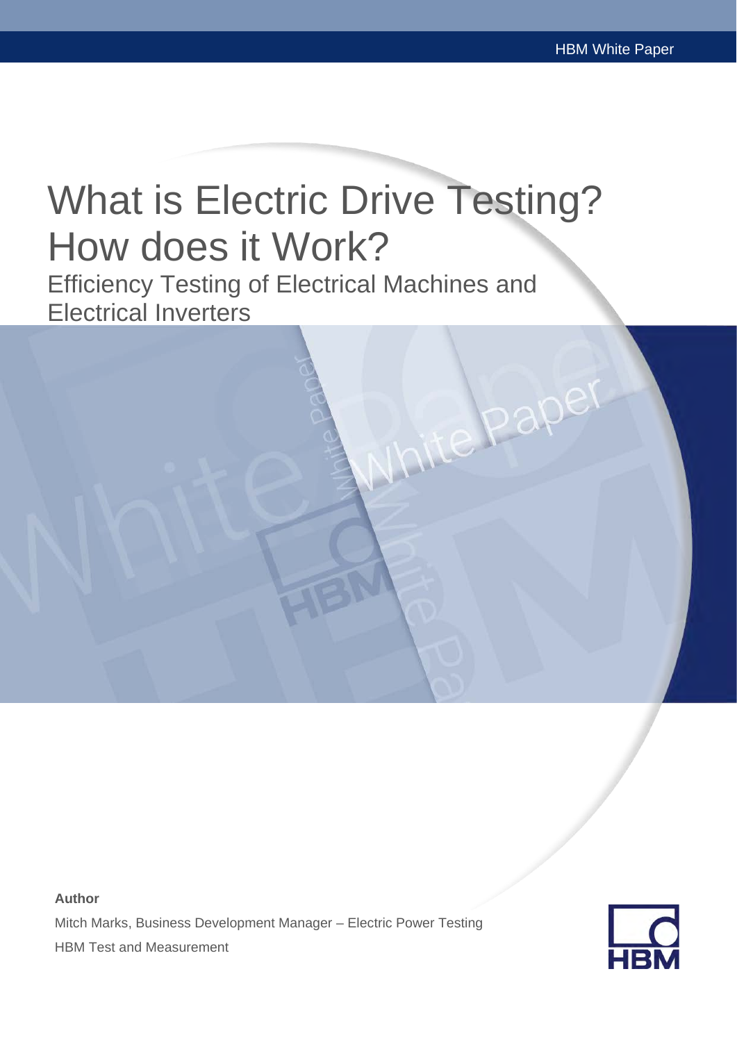# What is Electric Drive Testing? How does it Work?

## Efficiency Testing of Electrical Machines and Electrical Inverters

**Author**

Mitch Marks, Business Development Manager – Electric Power Testing

HBM Test and Measurement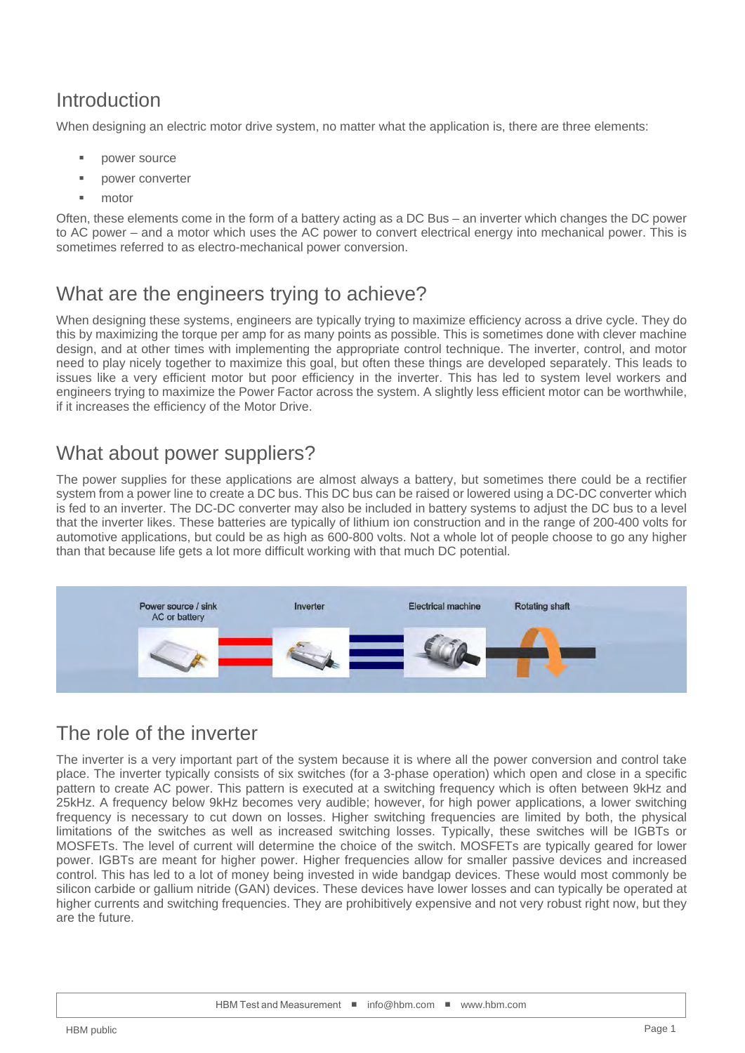## Introduction

When designing an electric motor drive system, no matter what the application is, there are three elements:

- power source
- power converter
- motor

Often, these elements come in the form of a battery acting as a DC Bus – an inverter which changes the DC power to AC power – and a motor which uses the AC power to convert electrical energy into mechanical power. This is sometimes referred to as electro-mechanical power conversion.

## What are the engineers trying to achieve?

When designing these systems, engineers are typically trying to maximize efficiency across a drive cycle. They do this by maximizing the torque per amp for as many points as possible. This is sometimes done with clever machine design, and at other times with implementing the appropriate control technique. The inverter, control, and motor need to play nicely together to maximize this goal, but often these things are developed separately. This leads to issues like a very efficient motor but poor efficiency in the inverter. This has led to system level workers and engineers trying to maximize the Power Factor across the system. A slightly less efficient motor can be worthwhile, if it increases the efficiency of the Motor Drive.

## What about power suppliers?

The power supplies for these applications are almost always a battery, but sometimes there could be a rectifier system from a power line to create a DC bus. This DC bus can be raised or lowered using a DC-DC converter which is fed to an inverter. The DC-DC converter may also be included in battery systems to adjust the DC bus to a level that the inverter likes. These batteries are typically of lithium ion construction and in the range of 200-400 volts for automotive applications, but could be as high as 600-800 volts. Not a whole lot of people choose to go any higher than that because life gets a lot more difficult working with that much DC potential.

Power source / sink AC or battery — Inverter — Electrical machine — Rotating shaft

## The role of the inverter

The inverter is a very important part of the system because it is where all the power conversion and control take place. The inverter typically consists of six switches (for a 3-phase operation) which open and close in a specific pattern to create AC power. This pattern is executed at a switching frequency which is often between 9kHz and 25kHz. A frequency below 9kHz becomes very audible; however, for high power applications, a lower switching frequency is necessary to cut down on losses. Higher switching frequencies are limited by both, the physical limitations of the switches as well as increased switching losses. Typically, these switches will be IGBTs or MOSFETs. The level of current will determine the choice of the switch. MOSFETs are typically geared for lower power. IGBTs are meant for higher power. Higher frequencies allow for smaller passive devices and increased control. This has led to a lot of money being invested in wide bandgap devices. These would most commonly be silicon carbide or gallium nitride (GAN) devices. These devices have lower losses and can typically be operated at higher currents and switching frequencies. They are prohibitively expensive and not very robust right now, but they are the future.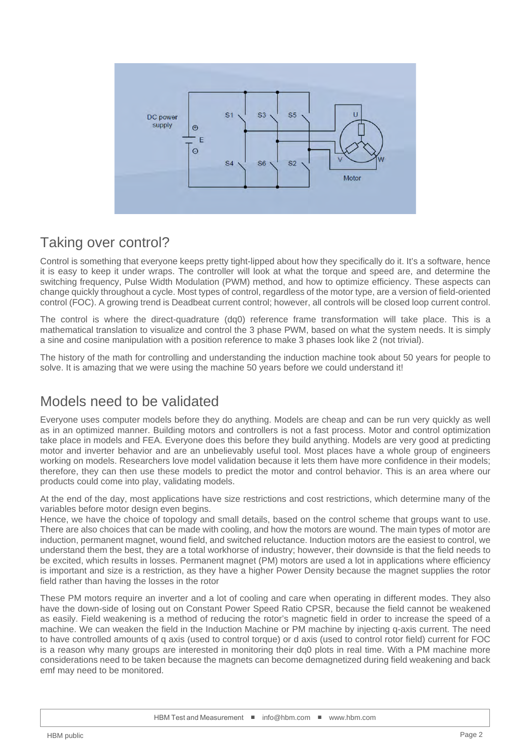## Taking over control?

Control is something that everyone keeps pretty tight-lipped about how they specifically do it. It's a software, hence it is easy to keep it under wraps. The controller will look at what the torque and speed are, and determine the switching frequency, Pulse Width Modulation (PWM) method, and how to optimize efficiency. These aspects can change quickly throughout a cycle. Most types of control, regardless of the motor type, are a version of field-oriented control (FOC). A growing trend is Deadbeat current control; however, all controls will be closed loop current control.

The control is where the direct-quadrature (dq0) reference frame transformation will take place. This is a mathematical translation to visualize and control the 3 phase PWM, based on what the system needs. It is simply a sine and cosine manipulation with a position reference to make 3 phases look like 2 (not trivial).

The history of the math for controlling and understanding the induction machine took about 50 years for people to solve. It is amazing that we were using the machine 50 years before we could understand it!

## Models need to be validated

Everyone uses computer models before they do anything. Models are cheap and can be run very quickly as well as in an optimized manner. Building motors and controllers is not a fast process. Motor and control optimization take place in models and FEA. Everyone does this before they build anything. Models are very good at predicting motor and inverter behavior and are an unbelievably useful tool. Most places have a whole group of engineers working on models. Researchers love model validation because it lets them have more confidence in their models; therefore, they can then use these models to predict the motor and control behavior. This is an area where our products could come into play, validating models.

At the end of the day, most applications have size restrictions and cost restrictions, which determine many of the variables before motor design even begins.
Hence, we have the choice of topology and small details, based on the control scheme that groups want to use. There are also choices that can be made with cooling, and how the motors are wound. The main types of motor are induction, permanent magnet, wound field, and switched reluctance. Induction motors are the easiest to control, we understand them the best, they are a total workhorse of industry; however, their downside is that the field needs to be excited, which results in losses. Permanent magnet (PM) motors are used a lot in applications where efficiency is important and size is a restriction, as they have a higher Power Density because the magnet supplies the rotor field rather than having the losses in the rotor

These PM motors require an inverter and a lot of cooling and care when operating in different modes. They also have the down-side of losing out on Constant Power Speed Ratio CPSR, because the field cannot be weakened as easily. Field weakening is a method of reducing the rotor's magnetic field in order to increase the speed of a machine. We can weaken the field in the Induction Machine or PM machine by injecting q-axis current. The need to have controlled amounts of q axis (used to control torque) or d axis (used to control rotor field) current for FOC is a reason why many groups are interested in monitoring their dq0 plots in real time. With a PM machine more considerations need to be taken because the magnets can become demagnetized during field weakening and back emf may need to be monitored.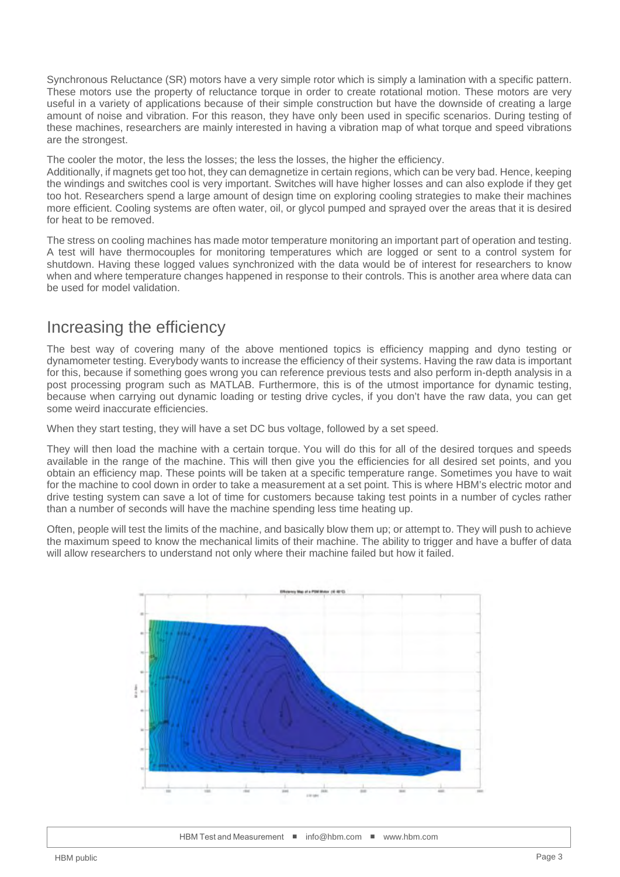Synchronous Reluctance (SR) motors have a very simple rotor which is simply a lamination with a specific pattern. These motors use the property of reluctance torque in order to create rotational motion. These motors are very useful in a variety of applications because of their simple construction but have the downside of creating a large amount of noise and vibration. For this reason, they have only been used in specific scenarios. During testing of these machines, researchers are mainly interested in having a vibration map of what torque and speed vibrations are the strongest.

The cooler the motor, the less the losses; the less the losses, the higher the efficiency.
Additionally, if magnets get too hot, they can demagnetize in certain regions, which can be very bad. Hence, keeping the windings and switches cool is very important. Switches will have higher losses and can also explode if they get too hot. Researchers spend a large amount of design time on exploring cooling strategies to make their machines more efficient. Cooling systems are often water, oil, or glycol pumped and sprayed over the areas that it is desired for heat to be removed.

The stress on cooling machines has made motor temperature monitoring an important part of operation and testing. A test will have thermocouples for monitoring temperatures which are logged or sent to a control system for shutdown. Having these logged values synchronized with the data would be of interest for researchers to know when and where temperature changes happened in response to their controls. This is another area where data can be used for model validation.

## Increasing the efficiency

The best way of covering many of the above mentioned topics is efficiency mapping and dyno testing or dynamometer testing. Everybody wants to increase the efficiency of their systems. Having the raw data is important for this, because if something goes wrong you can reference previous tests and also perform in-depth analysis in a post processing program such as MATLAB. Furthermore, this is of the utmost importance for dynamic testing, because when carrying out dynamic loading or testing drive cycles, if you don't have the raw data, you can get some weird inaccurate efficiencies.

When they start testing, they will have a set DC bus voltage, followed by a set speed.

They will then load the machine with a certain torque. You will do this for all of the desired torques and speeds available in the range of the machine. This will then give you the efficiencies for all desired set points, and you obtain an efficiency map. These points will be taken at a specific temperature range. Sometimes you have to wait for the machine to cool down in order to take a measurement at a set point. This is where HBM's electric motor and drive testing system can save a lot of time for customers because taking test points in a number of cycles rather than a number of seconds will have the machine spending less time heating up.

Often, people will test the limits of the machine, and basically blow them up; or attempt to. They will push to achieve the maximum speed to know the mechanical limits of their machine. The ability to trigger and have a buffer of data will allow researchers to understand not only where their machine failed but how it failed.

Efficiency Map of a PSM Motor (@ 40°C)

HBM Test and Measurement ■ info@hbm.com ■ www.hbm.com